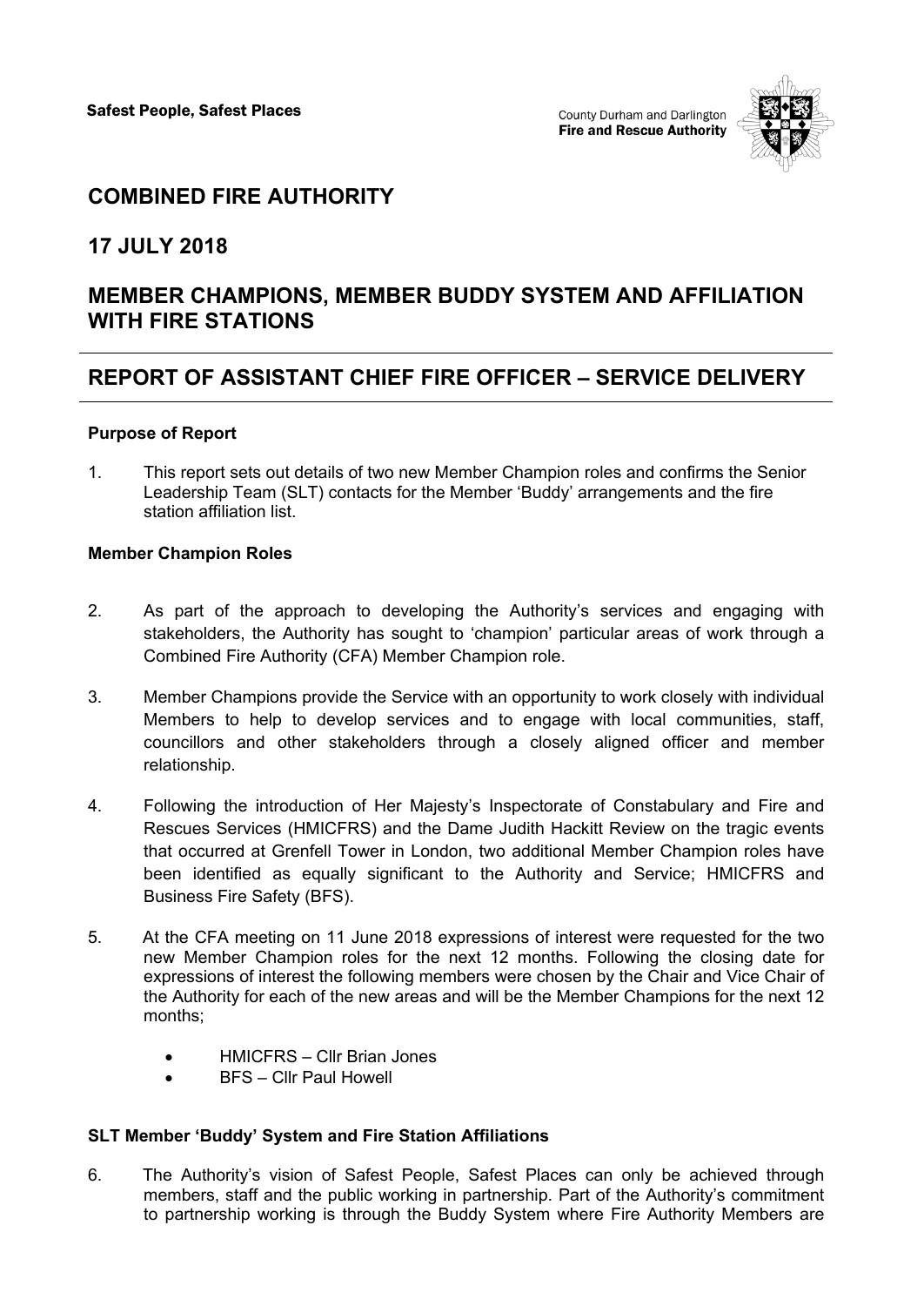Safest People, Safest Places

County Durham and Darlington
**Fire and Rescue Authority**

# COMBINED FIRE AUTHORITY

# 17 JULY 2018

# MEMBER CHAMPIONS, MEMBER BUDDY SYSTEM AND AFFILIATION WITH FIRE STATIONS

# REPORT OF ASSISTANT CHIEF FIRE OFFICER – SERVICE DELIVERY

**Purpose of Report**

1. This report sets out details of two new Member Champion roles and confirms the Senior Leadership Team (SLT) contacts for the Member 'Buddy' arrangements and the fire station affiliation list.

**Member Champion Roles**

2. As part of the approach to developing the Authority's services and engaging with stakeholders, the Authority has sought to 'champion' particular areas of work through a Combined Fire Authority (CFA) Member Champion role.

3. Member Champions provide the Service with an opportunity to work closely with individual Members to help to develop services and to engage with local communities, staff, councillors and other stakeholders through a closely aligned officer and member relationship.

4. Following the introduction of Her Majesty's Inspectorate of Constabulary and Fire and Rescues Services (HMICFRS) and the Dame Judith Hackitt Review on the tragic events that occurred at Grenfell Tower in London, two additional Member Champion roles have been identified as equally significant to the Authority and Service; HMICFRS and Business Fire Safety (BFS).

5. At the CFA meeting on 11 June 2018 expressions of interest were requested for the two new Member Champion roles for the next 12 months. Following the closing date for expressions of interest the following members were chosen by the Chair and Vice Chair of the Authority for each of the new areas and will be the Member Champions for the next 12 months;

   - HMICFRS – Cllr Brian Jones
   - BFS – Cllr Paul Howell

**SLT Member 'Buddy' System and Fire Station Affiliations**

6. The Authority's vision of Safest People, Safest Places can only be achieved through members, staff and the public working in partnership. Part of the Authority's commitment to partnership working is through the Buddy System where Fire Authority Members are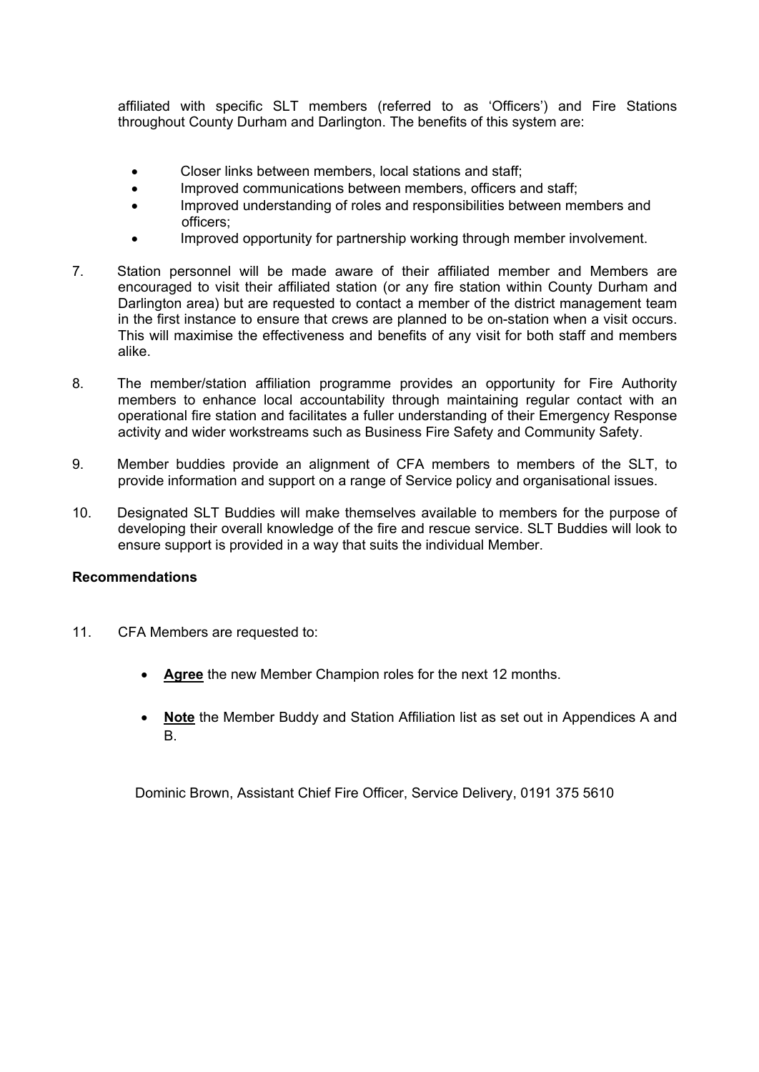affiliated with specific SLT members (referred to as 'Officers') and Fire Stations throughout County Durham and Darlington. The benefits of this system are:

- Closer links between members, local stations and staff;
- Improved communications between members, officers and staff;
- Improved understanding of roles and responsibilities between members and officers;
- Improved opportunity for partnership working through member involvement.

7. Station personnel will be made aware of their affiliated member and Members are encouraged to visit their affiliated station (or any fire station within County Durham and Darlington area) but are requested to contact a member of the district management team in the first instance to ensure that crews are planned to be on-station when a visit occurs. This will maximise the effectiveness and benefits of any visit for both staff and members alike.

8. The member/station affiliation programme provides an opportunity for Fire Authority members to enhance local accountability through maintaining regular contact with an operational fire station and facilitates a fuller understanding of their Emergency Response activity and wider workstreams such as Business Fire Safety and Community Safety.

9. Member buddies provide an alignment of CFA members to members of the SLT, to provide information and support on a range of Service policy and organisational issues.

10. Designated SLT Buddies will make themselves available to members for the purpose of developing their overall knowledge of the fire and rescue service. SLT Buddies will look to ensure support is provided in a way that suits the individual Member.

**Recommendations**

11. CFA Members are requested to:

    - **Agree** the new Member Champion roles for the next 12 months.
    - **Note** the Member Buddy and Station Affiliation list as set out in Appendices A and B.

Dominic Brown, Assistant Chief Fire Officer, Service Delivery, 0191 375 5610